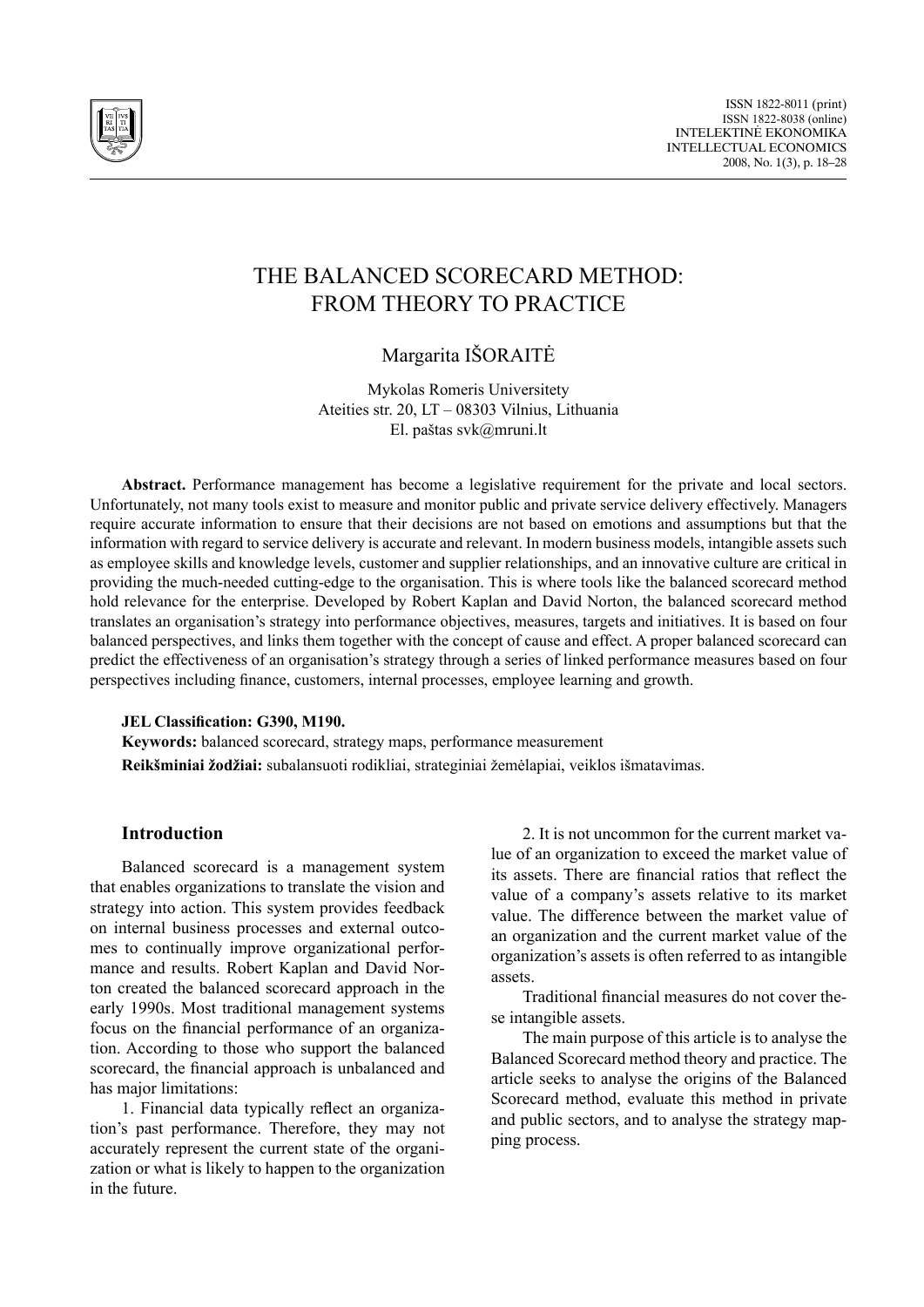# THE BALANCED SCORECARD METHOD: FROM THEORY TO PRACTICE

Margarita IŠORAITĖ

Mykolas Romeris Universitety
Ateities str. 20, LT – 08303 Vilnius, Lithuania
El. paštas svk@mruni.lt

**Abstract.** Performance management has become a legislative requirement for the private and local sectors. Unfortunately, not many tools exist to measure and monitor public and private service delivery effectively. Managers require accurate information to ensure that their decisions are not based on emotions and assumptions but that the information with regard to service delivery is accurate and relevant. In modern business models, intangible assets such as employee skills and knowledge levels, customer and supplier relationships, and an innovative culture are critical in providing the much-needed cutting-edge to the organisation. This is where tools like the balanced scorecard method hold relevance for the enterprise. Developed by Robert Kaplan and David Norton, the balanced scorecard method translates an organisation's strategy into performance objectives, measures, targets and initiatives. It is based on four balanced perspectives, and links them together with the concept of cause and effect. A proper balanced scorecard can predict the effectiveness of an organisation's strategy through a series of linked performance measures based on four perspectives including finance, customers, internal processes, employee learning and growth.

**JEL Classification: G390, M190.**

**Keywords:** balanced scorecard, strategy maps, performance measurement

**Reikšminiai žodžiai:** subalansuoti rodikliai, strateginiai žemėlapiai, veiklos išmatavimas.

## Introduction

Balanced scorecard is a management system that enables organizations to translate the vision and strategy into action. This system provides feedback on internal business processes and external outcomes to continually improve organizational performance and results. Robert Kaplan and David Norton created the balanced scorecard approach in the early 1990s. Most traditional management systems focus on the financial performance of an organization. According to those who support the balanced scorecard, the financial approach is unbalanced and has major limitations:

1. Financial data typically reflect an organization's past performance. Therefore, they may not accurately represent the current state of the organization or what is likely to happen to the organization in the future.

2. It is not uncommon for the current market value of an organization to exceed the market value of its assets. There are financial ratios that reflect the value of a company's assets relative to its market value. The difference between the market value of an organization and the current market value of the organization's assets is often referred to as intangible assets.

Traditional financial measures do not cover these intangible assets.

The main purpose of this article is to analyse the Balanced Scorecard method theory and practice. The article seeks to analyse the origins of the Balanced Scorecard method, evaluate this method in private and public sectors, and to analyse the strategy mapping process.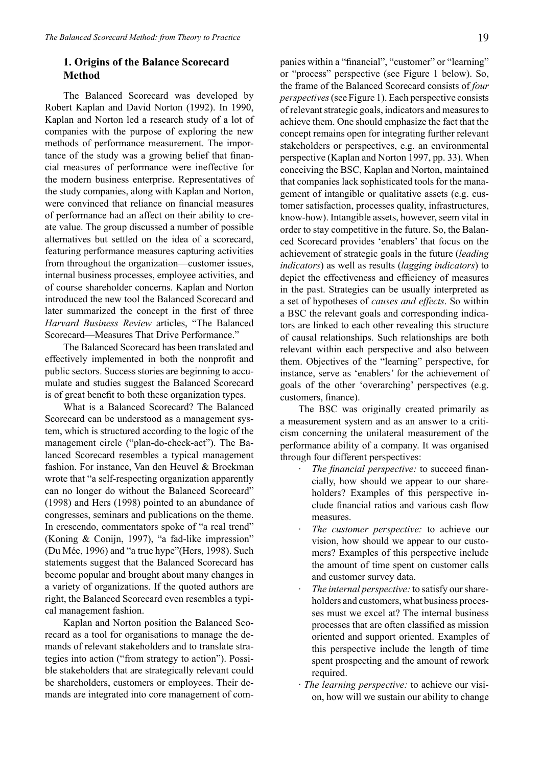## 1. Origins of the Balance Scorecard Method

The Balanced Scorecard was developed by Robert Kaplan and David Norton (1992). In 1990, Kaplan and Norton led a research study of a lot of companies with the purpose of exploring the new methods of performance measurement. The importance of the study was a growing belief that financial measures of performance were ineffective for the modern business enterprise. Representatives of the study companies, along with Kaplan and Norton, were convinced that reliance on financial measures of performance had an affect on their ability to create value. The group discussed a number of possible alternatives but settled on the idea of a scorecard, featuring performance measures capturing activities from throughout the organization—customer issues, internal business processes, employee activities, and of course shareholder concerns. Kaplan and Norton introduced the new tool the Balanced Scorecard and later summarized the concept in the first of three *Harvard Business Review* articles, "The Balanced Scorecard—Measures That Drive Performance."

The Balanced Scorecard has been translated and effectively implemented in both the nonprofit and public sectors. Success stories are beginning to accumulate and studies suggest the Balanced Scorecard is of great benefit to both these organization types.

What is a Balanced Scorecard? The Balanced Scorecard can be understood as a management system, which is structured according to the logic of the management circle ("plan-do-check-act"). The Balanced Scorecard resembles a typical management fashion. For instance, Van den Heuvel & Broekman wrote that "a self-respecting organization apparently can no longer do without the Balanced Scorecard" (1998) and Hers (1998) pointed to an abundance of congresses, seminars and publications on the theme. In crescendo, commentators spoke of "a real trend" (Koning & Conijn, 1997), "a fad-like impression" (Du Mée, 1996) and "a true hype"(Hers, 1998). Such statements suggest that the Balanced Scorecard has become popular and brought about many changes in a variety of organizations. If the quoted authors are right, the Balanced Scorecard even resembles a typical management fashion.

Kaplan and Norton position the Balanced Scorecard as a tool for organisations to manage the demands of relevant stakeholders and to translate strategies into action ("from strategy to action"). Possible stakeholders that are strategically relevant could be shareholders, customers or employees. Their demands are integrated into core management of companies within a "financial", "customer" or "learning" or "process" perspective (see Figure 1 below). So, the frame of the Balanced Scorecard consists of *four perspectives* (see Figure 1). Each perspective consists of relevant strategic goals, indicators and measures to achieve them. One should emphasize the fact that the concept remains open for integrating further relevant stakeholders or perspectives, e.g. an environmental perspective (Kaplan and Norton 1997, pp. 33). When conceiving the BSC, Kaplan and Norton, maintained that companies lack sophisticated tools for the management of intangible or qualitative assets (e.g. customer satisfaction, processes quality, infrastructures, know-how). Intangible assets, however, seem vital in order to stay competitive in the future. So, the Balanced Scorecard provides 'enablers' that focus on the achievement of strategic goals in the future (*leading indicators*) as well as results (*lagging indicators*) to depict the effectiveness and efficiency of measures in the past. Strategies can be usually interpreted as a set of hypotheses of *causes and effects*. So within a BSC the relevant goals and corresponding indicators are linked to each other revealing this structure of causal relationships. Such relationships are both relevant within each perspective and also between them. Objectives of the "learning" perspective, for instance, serve as 'enablers' for the achievement of goals of the other 'overarching' perspectives (e.g. customers, finance).

The BSC was originally created primarily as a measurement system and as an answer to a criticism concerning the unilateral measurement of the performance ability of a company. It was organised through four different perspectives:

- *The financial perspective:* to succeed financially, how should we appear to our shareholders? Examples of this perspective include financial ratios and various cash flow measures.
- *The customer perspective:* to achieve our vision, how should we appear to our customers? Examples of this perspective include the amount of time spent on customer calls and customer survey data.
- *The internal perspective:* to satisfy our shareholders and customers, what business processes must we excel at? The internal business processes that are often classified as mission oriented and support oriented. Examples of this perspective include the length of time spent prospecting and the amount of rework required.
- *The learning perspective:* to achieve our vision, how will we sustain our ability to change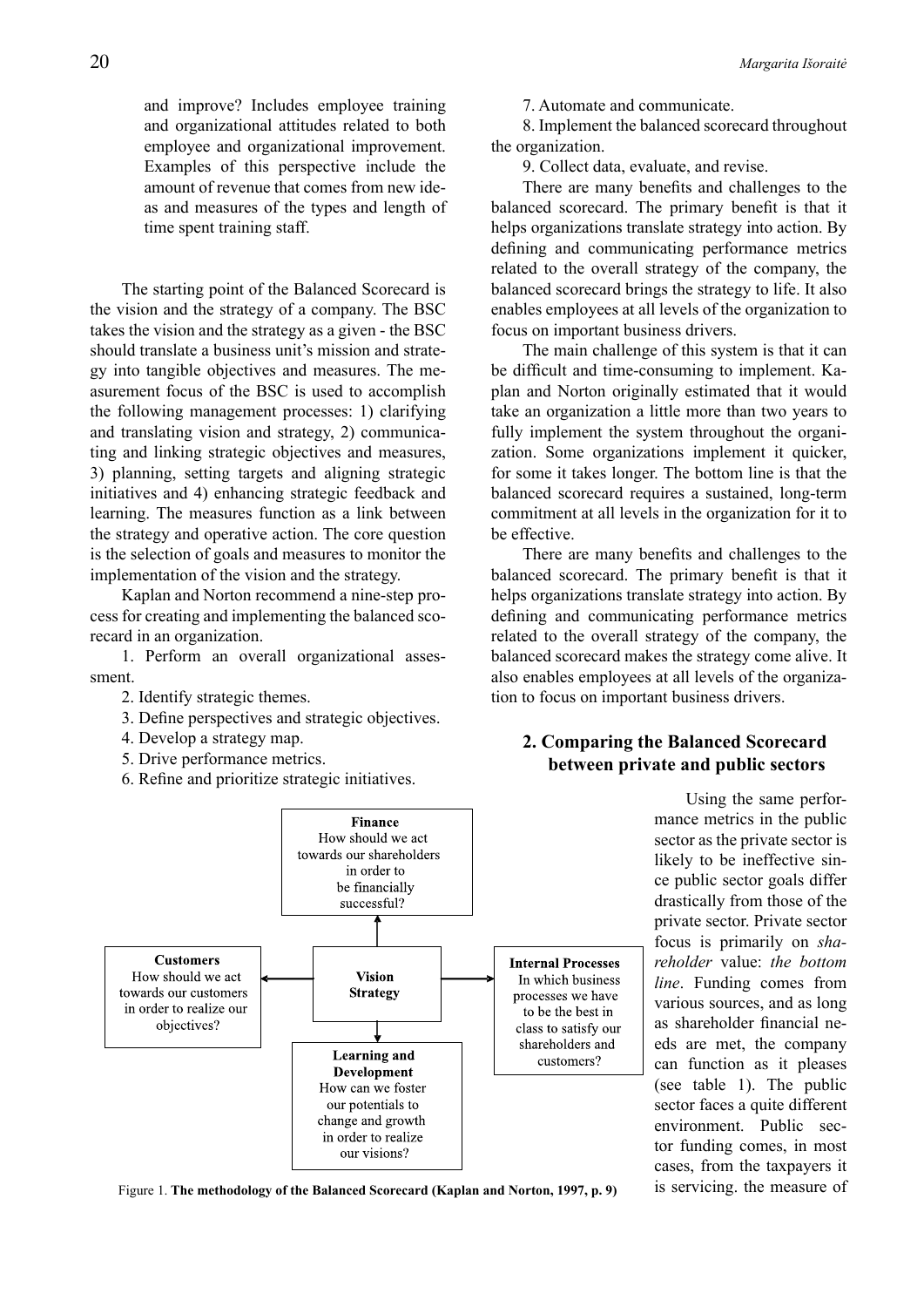and improve? Includes employee training and organizational attitudes related to both employee and organizational improvement. Examples of this perspective include the amount of revenue that comes from new ideas and measures of the types and length of time spent training staff.

The starting point of the Balanced Scorecard is the vision and the strategy of a company. The BSC takes the vision and the strategy as a given - the BSC should translate a business unit's mission and strategy into tangible objectives and measures. The measurement focus of the BSC is used to accomplish the following management processes: 1) clarifying and translating vision and strategy, 2) communicating and linking strategic objectives and measures, 3) planning, setting targets and aligning strategic initiatives and 4) enhancing strategic feedback and learning. The measures function as a link between the strategy and operative action. The core question is the selection of goals and measures to monitor the implementation of the vision and the strategy.

Kaplan and Norton recommend a nine-step process for creating and implementing the balanced scorecard in an organization.

1. Perform an overall organizational assessment.
2. Identify strategic themes.
3. Define perspectives and strategic objectives.
4. Develop a strategy map.
5. Drive performance metrics.
6. Refine and prioritize strategic initiatives.
7. Automate and communicate.
8. Implement the balanced scorecard throughout the organization.
9. Collect data, evaluate, and revise.

There are many benefits and challenges to the balanced scorecard. The primary benefit is that it helps organizations translate strategy into action. By defining and communicating performance metrics related to the overall strategy of the company, the balanced scorecard brings the strategy to life. It also enables employees at all levels of the organization to focus on important business drivers.

The main challenge of this system is that it can be difficult and time-consuming to implement. Kaplan and Norton originally estimated that it would take an organization a little more than two years to fully implement the system throughout the organization. Some organizations implement it quicker, for some it takes longer. The bottom line is that the balanced scorecard requires a sustained, long-term commitment at all levels in the organization for it to be effective.

There are many benefits and challenges to the balanced scorecard. The primary benefit is that it helps organizations translate strategy into action. By defining and communicating performance metrics related to the overall strategy of the company, the balanced scorecard makes the strategy come alive. It also enables employees at all levels of the organization to focus on important business drivers.

**Finance**
How should we act towards our shareholders in order to be financially successful?

**Customers**
How should we act towards our customers in order to realize our objectives?

**Vision Strategy**

**Internal Processes**
In which business processes we have to be the best in class to satisfy our shareholders and customers?

**Learning and Development**
How can we foster our potentials to change and growth in order to realize our visions?

Figure 1. **The methodology of the Balanced Scorecard (Kaplan and Norton, 1997, p. 9)**

## 2. Comparing the Balanced Scorecard between private and public sectors

Using the same performance metrics in the public sector as the private sector is likely to be ineffective since public sector goals differ drastically from those of the private sector. Private sector focus is primarily on *shareholder* value: *the bottom line*. Funding comes from various sources, and as long as shareholder financial needs are met, the company can function as it pleases (see table 1). The public sector faces a quite different environment. Public sector funding comes, in most cases, from the taxpayers it is servicing. the measure of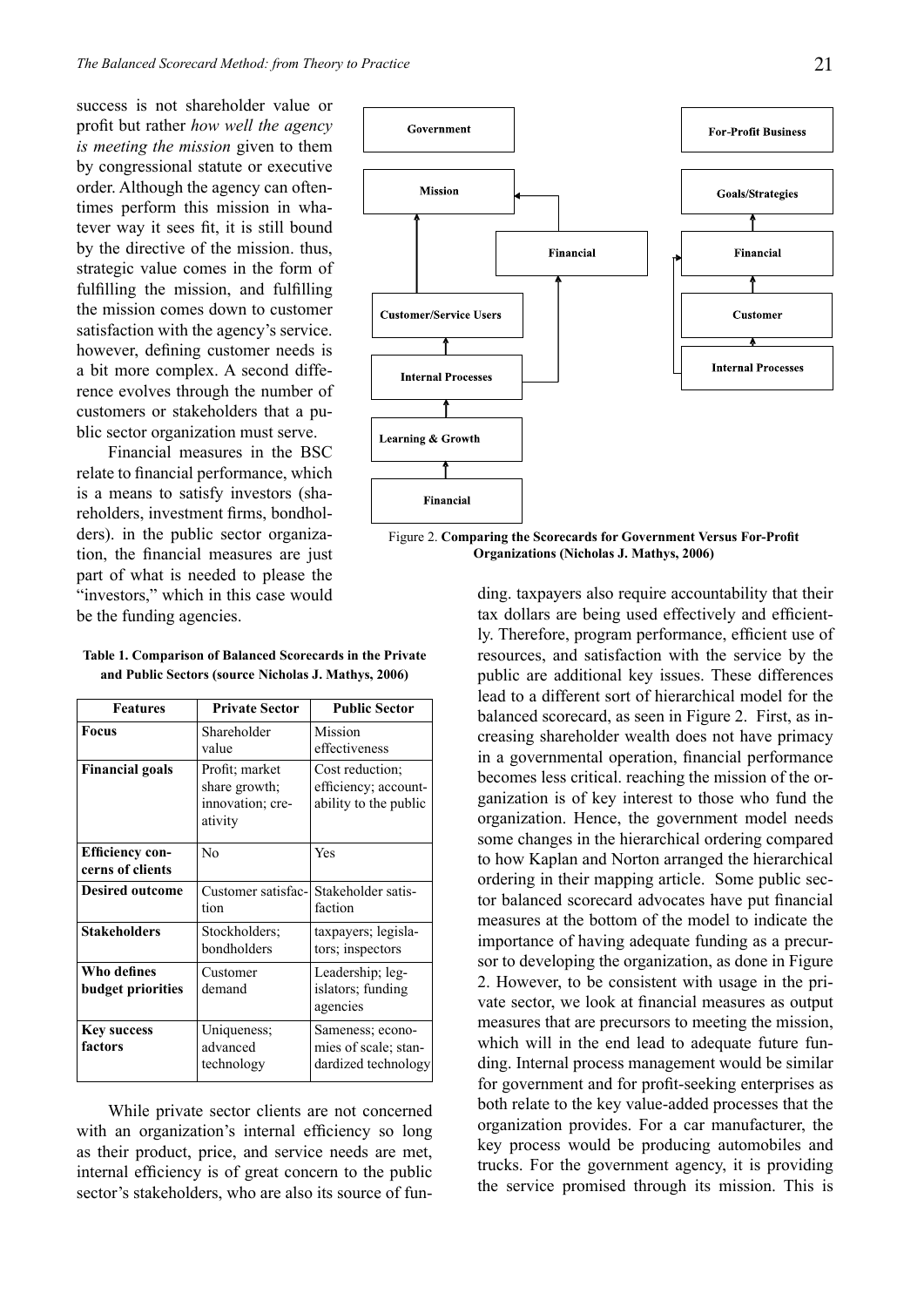success is not shareholder value or profit but rather *how well the agency is meeting the mission* given to them by congressional statute or executive order. Although the agency can oftentimes perform this mission in whatever way it sees fit, it is still bound by the directive of the mission. thus, strategic value comes in the form of fulfilling the mission, and fulfilling the mission comes down to customer satisfaction with the agency's service. however, defining customer needs is a bit more complex. A second difference evolves through the number of customers or stakeholders that a public sector organization must serve.

Financial measures in the BSC relate to financial performance, which is a means to satisfy investors (shareholders, investment firms, bondholders). in the public sector organization, the financial measures are just part of what is needed to please the "investors," which in this case would be the funding agencies.

Figure 2. **Comparing the Scorecards for Government Versus For-Profit Organizations (Nicholas J. Mathys, 2006)**

**Table 1. Comparison of Balanced Scorecards in the Private and Public Sectors (source Nicholas J. Mathys, 2006)**

| Features | Private Sector | Public Sector |
|---|---|---|
| **Focus** | Shareholder value | Mission effectiveness |
| **Financial goals** | Profit; market share growth; innovation; creativity | Cost reduction; efficiency; accountability to the public |
| **Efficiency concerns of clients** | No | Yes |
| **Desired outcome** | Customer satisfaction | Stakeholder satisfaction |
| **Stakeholders** | Stockholders; bondholders | taxpayers; legislators; inspectors |
| **Who defines budget priorities** | Customer demand | Leadership; legislators; funding agencies |
| **Key success factors** | Uniqueness; advanced technology | Sameness; economies of scale; standardized technology |

While private sector clients are not concerned with an organization's internal efficiency so long as their product, price, and service needs are met, internal efficiency is of great concern to the public sector's stakeholders, who are also its source of funding. taxpayers also require accountability that their tax dollars are being used effectively and efficiently. Therefore, program performance, efficient use of resources, and satisfaction with the service by the public are additional key issues. These differences lead to a different sort of hierarchical model for the balanced scorecard, as seen in Figure 2. First, as increasing shareholder wealth does not have primacy in a governmental operation, financial performance becomes less critical. reaching the mission of the organization is of key interest to those who fund the organization. Hence, the government model needs some changes in the hierarchical ordering compared to how Kaplan and Norton arranged the hierarchical ordering in their mapping article. Some public sector balanced scorecard advocates have put financial measures at the bottom of the model to indicate the importance of having adequate funding as a precursor to developing the organization, as done in Figure 2. However, to be consistent with usage in the private sector, we look at financial measures as output measures that are precursors to meeting the mission, which will in the end lead to adequate future funding. Internal process management would be similar for government and for profit-seeking enterprises as both relate to the key value-added processes that the organization provides. For a car manufacturer, the key process would be producing automobiles and trucks. For the government agency, it is providing the service promised through its mission. This is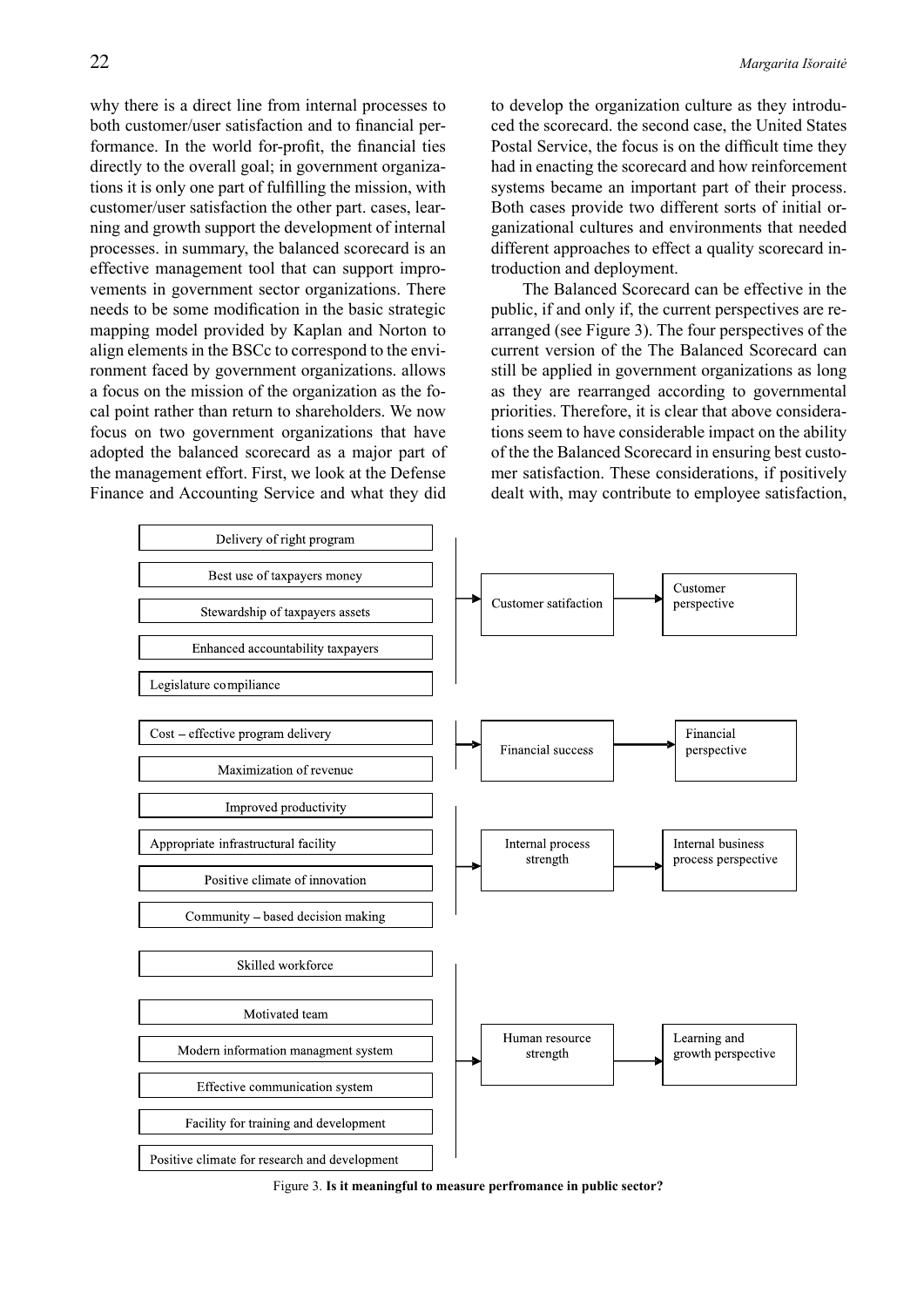why there is a direct line from internal processes to both customer/user satisfaction and to financial performance. In the world for-profit, the financial ties directly to the overall goal; in government organizations it is only one part of fulfilling the mission, with customer/user satisfaction the other part. cases, learning and growth support the development of internal processes. in summary, the balanced scorecard is an effective management tool that can support improvements in government sector organizations. There needs to be some modification in the basic strategic mapping model provided by Kaplan and Norton to align elements in the BSCc to correspond to the environment faced by government organizations. allows a focus on the mission of the organization as the focal point rather than return to shareholders. We now focus on two government organizations that have adopted the balanced scorecard as a major part of the management effort. First, we look at the Defense Finance and Accounting Service and what they did to develop the organization culture as they introduced the scorecard. the second case, the United States Postal Service, the focus is on the difficult time they had in enacting the scorecard and how reinforcement systems became an important part of their process. Both cases provide two different sorts of initial organizational cultures and environments that needed different approaches to effect a quality scorecard introduction and deployment.

The Balanced Scorecard can be effective in the public, if and only if, the current perspectives are rearranged (see Figure 3). The four perspectives of the current version of the The Balanced Scorecard can still be applied in government organizations as long as they are rearranged according to governmental priorities. Therefore, it is clear that above considerations seem to have considerable impact on the ability of the the Balanced Scorecard in ensuring best customer satisfaction. These considerations, if positively dealt with, may contribute to employee satisfaction,

- Delivery of right program
- Best use of taxpayers money
- Stewardship of taxpayers assets
- Enhanced accountability taxpayers
- Legislature compiliance

→ Customer satifaction → Customer perspective

- Cost – effective program delivery
- Maximization of revenue

→ Financial success → Financial perspective

- Improved productivity
- Appropriate infrastructural facility
- Positive climate of innovation
- Community – based decision making

→ Internal process strength → Internal business process perspective

- Skilled workforce
- Motivated team
- Modern information managment system
- Effective communication system
- Facility for training and development
- Positive climate for research and development

→ Human resource strength → Learning and growth perspective

Figure 3. **Is it meaningful to measure perfromance in public sector?**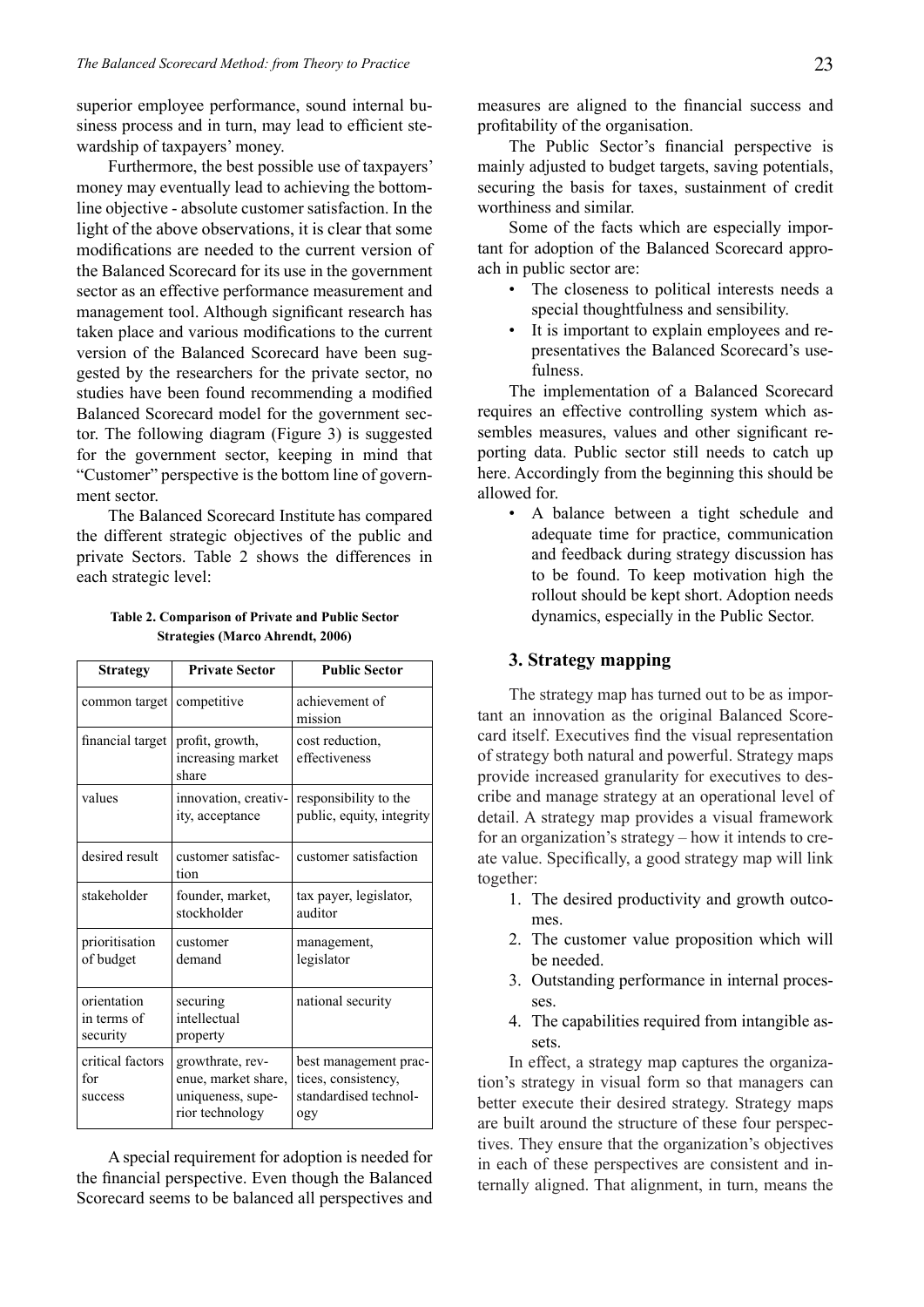superior employee performance, sound internal business process and in turn, may lead to efficient stewardship of taxpayers' money.

Furthermore, the best possible use of taxpayers' money may eventually lead to achieving the bottom-line objective - absolute customer satisfaction. In the light of the above observations, it is clear that some modifications are needed to the current version of the Balanced Scorecard for its use in the government sector as an effective performance measurement and management tool. Although significant research has taken place and various modifications to the current version of the Balanced Scorecard have been suggested by the researchers for the private sector, no studies have been found recommending a modified Balanced Scorecard model for the government sector. The following diagram (Figure 3) is suggested for the government sector, keeping in mind that "Customer" perspective is the bottom line of government sector.

The Balanced Scorecard Institute has compared the different strategic objectives of the public and private Sectors. Table 2 shows the differences in each strategic level:

**Table 2. Comparison of Private and Public Sector Strategies (Marco Ahrendt, 2006)**

| Strategy | Private Sector | Public Sector |
|---|---|---|
| common target | competitive | achievement of mission |
| financial target | profit, growth, increasing market share | cost reduction, effectiveness |
| values | innovation, creativity, acceptance | responsibility to the public, equity, integrity |
| desired result | customer satisfaction | customer satisfaction |
| stakeholder | founder, market, stockholder | tax payer, legislator, auditor |
| prioritisation of budget | customer demand | management, legislator |
| orientation in terms of security | securing intellectual property | national security |
| critical factors for success | growthrate, revenue, market share, uniqueness, superior technology | best management practices, consistency, standardised technology |

A special requirement for adoption is needed for the financial perspective. Even though the Balanced Scorecard seems to be balanced all perspectives and measures are aligned to the financial success and profitability of the organisation.

The Public Sector's financial perspective is mainly adjusted to budget targets, saving potentials, securing the basis for taxes, sustainment of credit worthiness and similar.

Some of the facts which are especially important for adoption of the Balanced Scorecard approach in public sector are:

- The closeness to political interests needs a special thoughtfulness and sensibility.
- It is important to explain employees and representatives the Balanced Scorecard's usefulness.

The implementation of a Balanced Scorecard requires an effective controlling system which assembles measures, values and other significant reporting data. Public sector still needs to catch up here. Accordingly from the beginning this should be allowed for.

- A balance between a tight schedule and adequate time for practice, communication and feedback during strategy discussion has to be found. To keep motivation high the rollout should be kept short. Adoption needs dynamics, especially in the Public Sector.

## 3. Strategy mapping

The strategy map has turned out to be as important an innovation as the original Balanced Scorecard itself. Executives find the visual representation of strategy both natural and powerful. Strategy maps provide increased granularity for executives to describe and manage strategy at an operational level of detail. A strategy map provides a visual framework for an organization's strategy – how it intends to create value. Specifically, a good strategy map will link together:

1. The desired productivity and growth outcomes.
2. The customer value proposition which will be needed.
3. Outstanding performance in internal processes.
4. The capabilities required from intangible assets.

In effect, a strategy map captures the organization's strategy in visual form so that managers can better execute their desired strategy. Strategy maps are built around the structure of these four perspectives. They ensure that the organization's objectives in each of these perspectives are consistent and internally aligned. That alignment, in turn, means the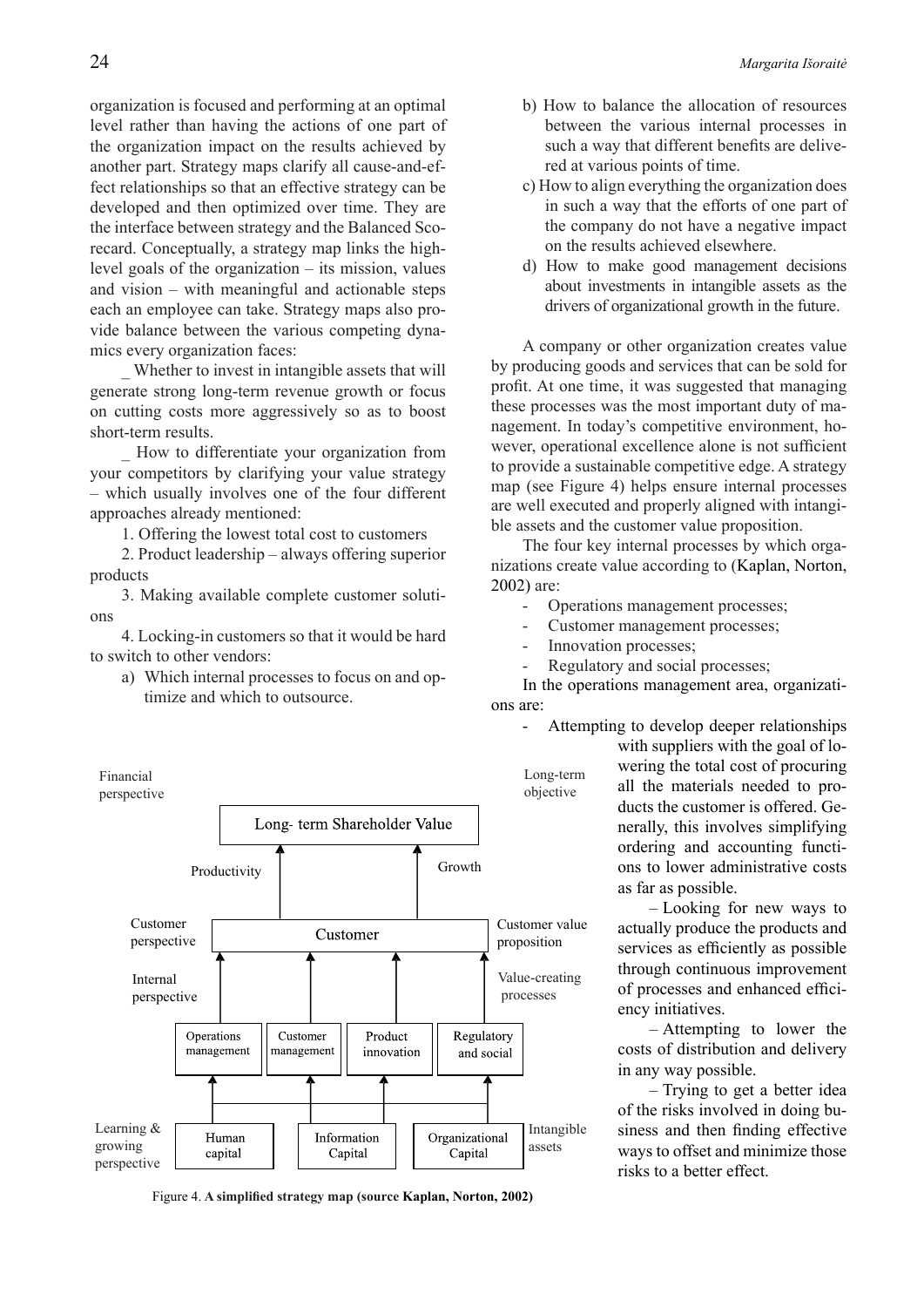organization is focused and performing at an optimal level rather than having the actions of one part of the organization impact on the results achieved by another part. Strategy maps clarify all cause-and-effect relationships so that an effective strategy can be developed and then optimized over time. They are the interface between strategy and the Balanced Scorecard. Conceptually, a strategy map links the high-level goals of the organization – its mission, values and vision – with meaningful and actionable steps each an employee can take. Strategy maps also provide balance between the various competing dynamics every organization faces:

_ Whether to invest in intangible assets that will generate strong long-term revenue growth or focus on cutting costs more aggressively so as to boost short-term results.

_ How to differentiate your organization from your competitors by clarifying your value strategy – which usually involves one of the four different approaches already mentioned:

1. Offering the lowest total cost to customers
2. Product leadership – always offering superior products
3. Making available complete customer solutions
4. Locking-in customers so that it would be hard to switch to other vendors:

a) Which internal processes to focus on and optimize and which to outsource.
b) How to balance the allocation of resources between the various internal processes in such a way that different benefits are delivered at various points of time.
c) How to align everything the organization does in such a way that the efforts of one part of the company do not have a negative impact on the results achieved elsewhere.
d) How to make good management decisions about investments in intangible assets as the drivers of organizational growth in the future.

A company or other organization creates value by producing goods and services that can be sold for profit. At one time, it was suggested that managing these processes was the most important duty of management. In today's competitive environment, however, operational excellence alone is not sufficient to provide a sustainable competitive edge. A strategy map (see Figure 4) helps ensure internal processes are well executed and properly aligned with intangible assets and the customer value proposition.

The four key internal processes by which organizations create value according to (Kaplan, Norton, 2002) are:

- Operations management processes;
- Customer management processes;
- Innovation processes;
- Regulatory and social processes;

In the operations management area, organizations are:

- Attempting to develop deeper relationships with suppliers with the goal of lowering the total cost of procuring all the materials needed to products the customer is offered. Generally, this involves simplifying ordering and accounting functions to lower administrative costs as far as possible.

– Looking for new ways to actually produce the products and services as efficiently as possible through continuous improvement of processes and enhanced efficiency initiatives.

– Attempting to lower the costs of distribution and delivery in any way possible.

– Trying to get a better idea of the risks involved in doing business and then finding effective ways to offset and minimize those risks to a better effect.

Financial perspective | Long-term objective: Long- term Shareholder Value (Productivity, Growth)

Customer perspective | Customer value proposition: Customer

Internal perspective | Value-creating processes: Operations management, Customer management, Product innovation, Regulatory and social

Learning & growing perspective | Intangible assets: Human capital, Information Capital, Organizational Capital

Figure 4. **A simplified strategy map (source Kaplan, Norton, 2002)**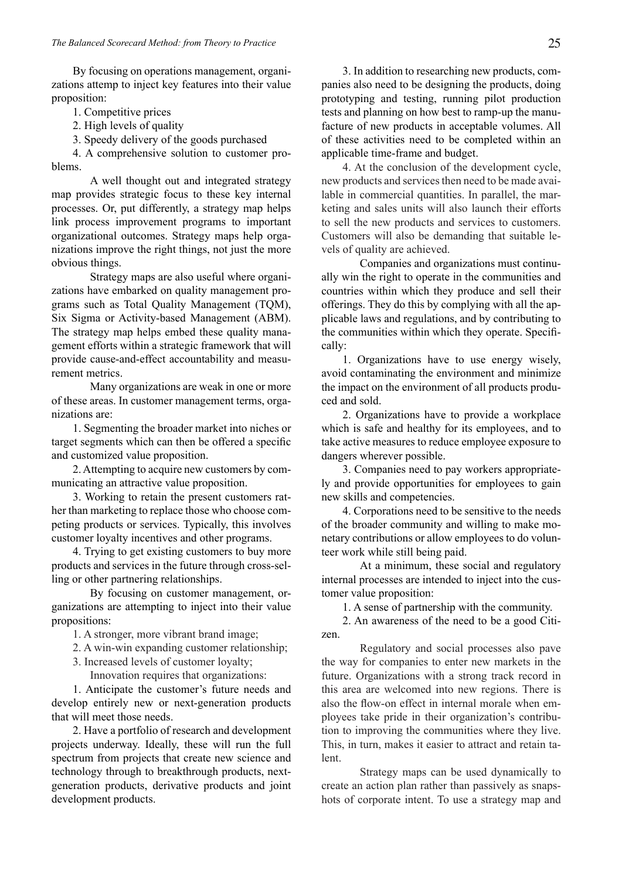By focusing on operations management, organizations attemp to inject key features into their value proposition:

1. Competitive prices
2. High levels of quality
3. Speedy delivery of the goods purchased
4. A comprehensive solution to customer problems.

A well thought out and integrated strategy map provides strategic focus to these key internal processes. Or, put differently, a strategy map helps link process improvement programs to important organizational outcomes. Strategy maps help organizations improve the right things, not just the more obvious things.

Strategy maps are also useful where organizations have embarked on quality management programs such as Total Quality Management (TQM), Six Sigma or Activity-based Management (ABM). The strategy map helps embed these quality management efforts within a strategic framework that will provide cause-and-effect accountability and measurement metrics.

Many organizations are weak in one or more of these areas. In customer management terms, organizations are:

1. Segmenting the broader market into niches or target segments which can then be offered a specific and customized value proposition.
2. Attempting to acquire new customers by communicating an attractive value proposition.
3. Working to retain the present customers rather than marketing to replace those who choose competing products or services. Typically, this involves customer loyalty incentives and other programs.
4. Trying to get existing customers to buy more products and services in the future through cross-selling or other partnering relationships.

By focusing on customer management, organizations are attempting to inject into their value propositions:

1. A stronger, more vibrant brand image;
2. A win-win expanding customer relationship;
3. Increased levels of customer loyalty;

Innovation requires that organizations:

1. Anticipate the customer's future needs and develop entirely new or next-generation products that will meet those needs.
2. Have a portfolio of research and development projects underway. Ideally, these will run the full spectrum from projects that create new science and technology through to breakthrough products, next-generation products, derivative products and joint development products.
3. In addition to researching new products, companies also need to be designing the products, doing prototyping and testing, running pilot production tests and planning on how best to ramp-up the manufacture of new products in acceptable volumes. All of these activities need to be completed within an applicable time-frame and budget.
4. At the conclusion of the development cycle, new products and services then need to be made available in commercial quantities. In parallel, the marketing and sales units will also launch their efforts to sell the new products and services to customers. Customers will also be demanding that suitable levels of quality are achieved.

Companies and organizations must continually win the right to operate in the communities and countries within which they produce and sell their offerings. They do this by complying with all the applicable laws and regulations, and by contributing to the communities within which they operate. Specifically:

1. Organizations have to use energy wisely, avoid contaminating the environment and minimize the impact on the environment of all products produced and sold.
2. Organizations have to provide a workplace which is safe and healthy for its employees, and to take active measures to reduce employee exposure to dangers wherever possible.
3. Companies need to pay workers appropriately and provide opportunities for employees to gain new skills and competencies.
4. Corporations need to be sensitive to the needs of the broader community and willing to make monetary contributions or allow employees to do volunteer work while still being paid.

At a minimum, these social and regulatory internal processes are intended to inject into the customer value proposition:

1. A sense of partnership with the community.
2. An awareness of the need to be a good Citizen.

Regulatory and social processes also pave the way for companies to enter new markets in the future. Organizations with a strong track record in this area are welcomed into new regions. There is also the flow-on effect in internal morale when employees take pride in their organization's contribution to improving the communities where they live. This, in turn, makes it easier to attract and retain talent.

Strategy maps can be used dynamically to create an action plan rather than passively as snapshots of corporate intent. To use a strategy map and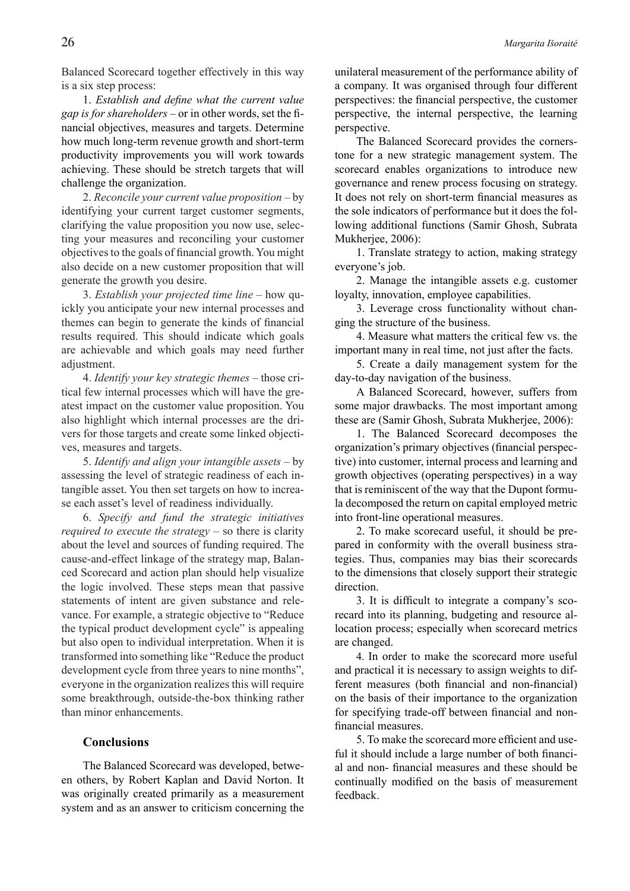Balanced Scorecard together effectively in this way is a six step process:

1. *Establish and define what the current value gap is for shareholders* – or in other words, set the financial objectives, measures and targets. Determine how much long-term revenue growth and short-term productivity improvements you will work towards achieving. These should be stretch targets that will challenge the organization.

2. *Reconcile your current value proposition* – by identifying your current target customer segments, clarifying the value proposition you now use, selecting your measures and reconciling your customer objectives to the goals of financial growth. You might also decide on a new customer proposition that will generate the growth you desire.

3. *Establish your projected time line* – how quickly you anticipate your new internal processes and themes can begin to generate the kinds of financial results required. This should indicate which goals are achievable and which goals may need further adjustment.

4. *Identify your key strategic themes* – those critical few internal processes which will have the greatest impact on the customer value proposition. You also highlight which internal processes are the drivers for those targets and create some linked objectives, measures and targets.

5. *Identify and align your intangible assets* – by assessing the level of strategic readiness of each intangible asset. You then set targets on how to increase each asset's level of readiness individually.

6. *Specify and fund the strategic initiatives required to execute the strategy* – so there is clarity about the level and sources of funding required. The cause-and-effect linkage of the strategy map, Balanced Scorecard and action plan should help visualize the logic involved. These steps mean that passive statements of intent are given substance and relevance. For example, a strategic objective to "Reduce the typical product development cycle" is appealing but also open to individual interpretation. When it is transformed into something like "Reduce the product development cycle from three years to nine months", everyone in the organization realizes this will require some breakthrough, outside-the-box thinking rather than minor enhancements.

## Conclusions

The Balanced Scorecard was developed, between others, by Robert Kaplan and David Norton. It was originally created primarily as a measurement system and as an answer to criticism concerning the unilateral measurement of the performance ability of a company. It was organised through four different perspectives: the financial perspective, the customer perspective, the internal perspective, the learning perspective.

The Balanced Scorecard provides the cornerstone for a new strategic management system. The scorecard enables organizations to introduce new governance and renew process focusing on strategy. It does not rely on short-term financial measures as the sole indicators of performance but it does the following additional functions (Samir Ghosh, Subrata Mukherjee, 2006):

1. Translate strategy to action, making strategy everyone's job.

2. Manage the intangible assets e.g. customer loyalty, innovation, employee capabilities.

3. Leverage cross functionality without changing the structure of the business.

4. Measure what matters the critical few vs. the important many in real time, not just after the facts.

5. Create a daily management system for the day-to-day navigation of the business.

A Balanced Scorecard, however, suffers from some major drawbacks. The most important among these are (Samir Ghosh, Subrata Mukherjee, 2006):

1. The Balanced Scorecard decomposes the organization's primary objectives (financial perspective) into customer, internal process and learning and growth objectives (operating perspectives) in a way that is reminiscent of the way that the Dupont formula decomposed the return on capital employed metric into front-line operational measures.

2. To make scorecard useful, it should be prepared in conformity with the overall business strategies. Thus, companies may bias their scorecards to the dimensions that closely support their strategic direction.

3. It is difficult to integrate a company's scorecard into its planning, budgeting and resource allocation process; especially when scorecard metrics are changed.

4. In order to make the scorecard more useful and practical it is necessary to assign weights to different measures (both financial and non-financial) on the basis of their importance to the organization for specifying trade-off between financial and non-financial measures.

5. To make the scorecard more efficient and useful it should include a large number of both financial and non- financial measures and these should be continually modified on the basis of measurement feedback.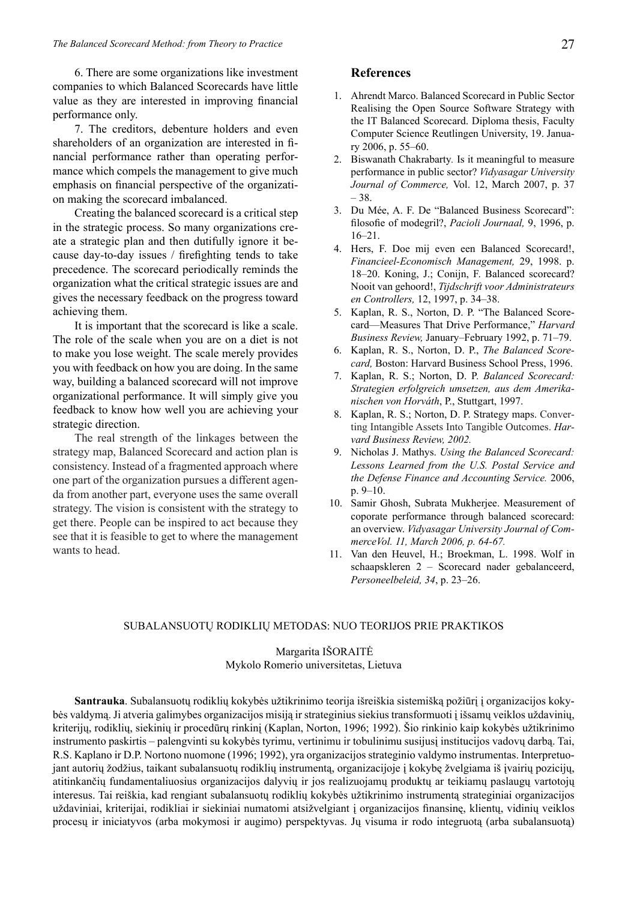6. There are some organizations like investment companies to which Balanced Scorecards have little value as they are interested in improving financial performance only.

7. The creditors, debenture holders and even shareholders of an organization are interested in financial performance rather than operating performance which compels the management to give much emphasis on financial perspective of the organization making the scorecard imbalanced.

Creating the balanced scorecard is a critical step in the strategic process. So many organizations create a strategic plan and then dutifully ignore it because day-to-day issues / firefighting tends to take precedence. The scorecard periodically reminds the organization what the critical strategic issues are and gives the necessary feedback on the progress toward achieving them.

It is important that the scorecard is like a scale. The role of the scale when you are on a diet is not to make you lose weight. The scale merely provides you with feedback on how you are doing. In the same way, building a balanced scorecard will not improve organizational performance. It will simply give you feedback to know how well you are achieving your strategic direction.

The real strength of the linkages between the strategy map, Balanced Scorecard and action plan is consistency. Instead of a fragmented approach where one part of the organization pursues a different agenda from another part, everyone uses the same overall strategy. The vision is consistent with the strategy to get there. People can be inspired to act because they see that it is feasible to get to where the management wants to head.

## References

1. Ahrendt Marco. Balanced Scorecard in Public Sector Realising the Open Source Software Strategy with the IT Balanced Scorecard. Diploma thesis, Faculty Computer Science Reutlingen University, 19. January 2006, p. 55–60.
2. Biswanath Chakrabarty. Is it meaningful to measure performance in public sector? *Vidyasagar University Journal of Commerce,* Vol. 12, March 2007, p. 37 – 38.
3. Du Mée, A. F. De "Balanced Business Scorecard": filosofie of modegril?, *Pacioli Journaal,* 9, 1996, p. 16–21.
4. Hers, F. Doe mij even een Balanced Scorecard!, *Financieel-Economisch Management,* 29, 1998. p. 18–20. Koning, J.; Conijn, F. Balanced scorecard? Nooit van gehoord!, *Tijdschrift voor Administrateurs en Controllers,* 12, 1997, p. 34–38.
5. Kaplan, R. S., Norton, D. P. "The Balanced Scorecard—Measures That Drive Performance," *Harvard Business Review,* January–February 1992, p. 71–79.
6. Kaplan, R. S., Norton, D. P., *The Balanced Scorecard,* Boston: Harvard Business School Press, 1996.
7. Kaplan, R. S.; Norton, D. P. *Balanced Scorecard: Strategien erfolgreich umsetzen, aus dem Amerikanischen von Horváth*, P., Stuttgart, 1997.
8. Kaplan, R. S.; Norton, D. P. Strategy maps. Converting Intangible Assets Into Tangible Outcomes. *Harvard Business Review, 2002.*
9. Nicholas J. Mathys. *Using the Balanced Scorecard: Lessons Learned from the U.S. Postal Service and the Defense Finance and Accounting Service.* 2006, p. 9–10.
10. Samir Ghosh, Subrata Mukherjee. Measurement of coporate performance through balanced scorecard: an overview. *Vidyasagar University Journal of CommerceVol. 11, March 2006, p. 64-67.*
11. Van den Heuvel, H.; Broekman, L. 1998. Wolf in schaapskleren 2 – Scorecard nader gebalanceerd, *Personeelbeleid, 34*, p. 23–26.

## SUBALANSUOTŲ RODIKLIŲ METODAS: NUO TEORIJOS PRIE PRAKTIKOS

Margarita IŠORAITĖ
Mykolo Romerio universitetas, Lietuva

**Santrauka**. Subalansuotų rodiklių kokybės užtikrinimo teorija išreiškia sistemišką požiūrį į organizacijos kokybės valdymą. Ji atveria galimybes organizacijos misiją ir strateginius siekius transformuoti į išsamų veiklos uždavinių, kriterijų, rodiklių, siekinių ir procedūrų rinkinį (Kaplan, Norton, 1996; 1992). Šio rinkinio kaip kokybės užtikrinimo instrumento paskirtis – palengvinti su kokybės tyrimu, vertinimu ir tobulinimu susijusį institucijos vadovų darbą. Tai, R.S. Kaplano ir D.P. Nortono nuomone (1996; 1992), yra organizacijos strateginio valdymo instrumentas. Interpretuojant autorių žodžius, taikant subalansuotų rodiklių instrumentą, organizacijoje į kokybę žvelgiama iš įvairių pozicijų, atitinkančių fundamentaliuosius organizacijos dalyvių ir jos realizuojamų produktų ar teikiamų paslaugų vartotojų interesus. Tai reiškia, kad rengiant subalansuotų rodiklių kokybės užtikrinimo instrumentą strateginiai organizacijos uždaviniai, kriterijai, rodikliai ir siekiniai numatomi atsižvelgiant į organizacijos finansinę, klientų, vidinių veiklos procesų ir iniciatyvos (arba mokymosi ir augimo) perspektyvas. Jų visuma ir rodo integruotą (arba subalansuotą)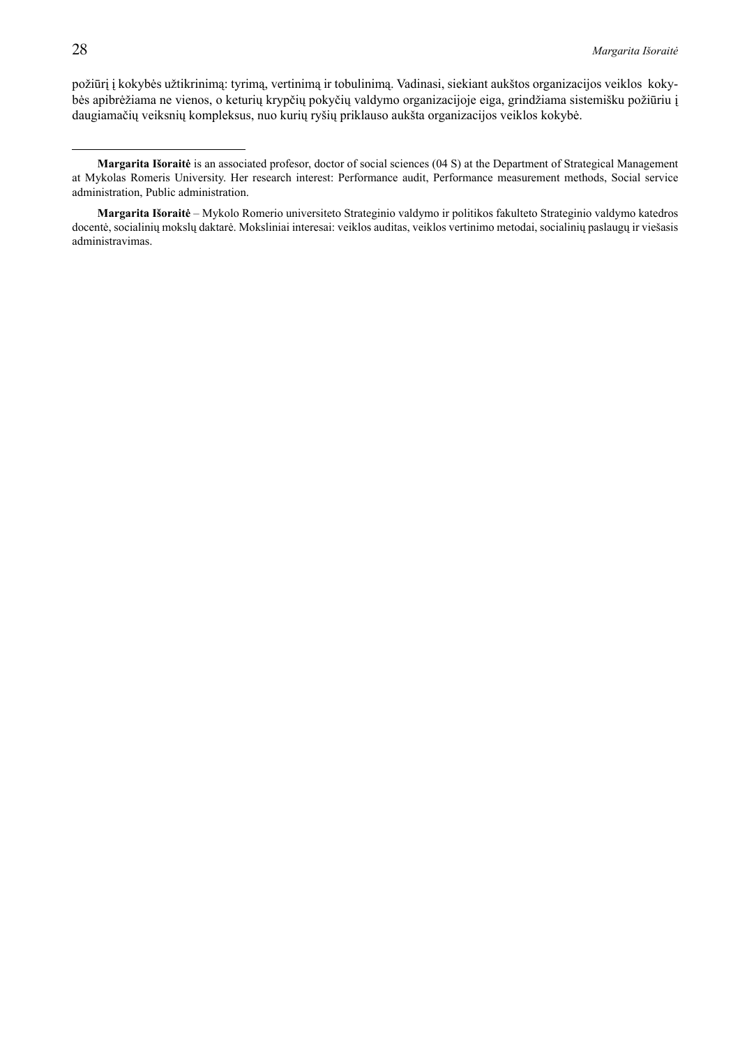požiūrį į kokybės užtikrinimą: tyrimą, vertinimą ir tobulinimą. Vadinasi, siekiant aukštos organizacijos veiklos kokybės apibrėžiama ne vienos, o keturių krypčių pokyčių valdymo organizacijoje eiga, grindžiama sistemišku požiūriu į daugiamačių veiksnių kompleksus, nuo kurių ryšių priklauso aukšta organizacijos veiklos kokybė.

---

**Margarita Išoraitė** is an associated profesor, doctor of social sciences (04 S) at the Department of Strategical Management at Mykolas Romeris University. Her research interest: Performance audit, Performance measurement methods, Social service administration, Public administration.

**Margarita Išoraitė** – Mykolo Romerio universiteto Strateginio valdymo ir politikos fakulteto Strateginio valdymo katedros docentė, socialinių mokslų daktarė. Moksliniai interesai: veiklos auditas, veiklos vertinimo metodai, socialinių paslaugų ir viešasis administravimas.